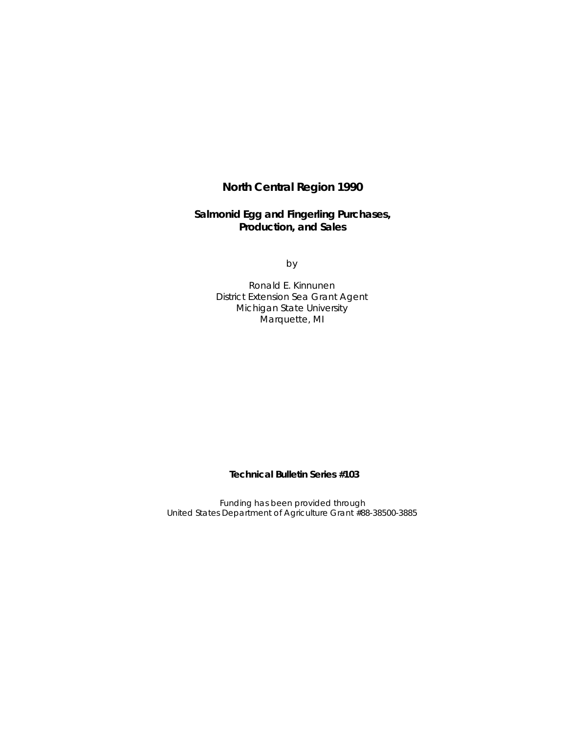# North Central Region 1990

## Salmonid Egg and Fingerling Purchases, Production, and Sales

by

Ronald E. Kinnunen
District Extension Sea Grant Agent
Michigan State University
Marquette, MI

**Technical Bulletin Series #103**

*Funding has been provided through*
*United States Department of Agriculture Grant #88-38500-3885*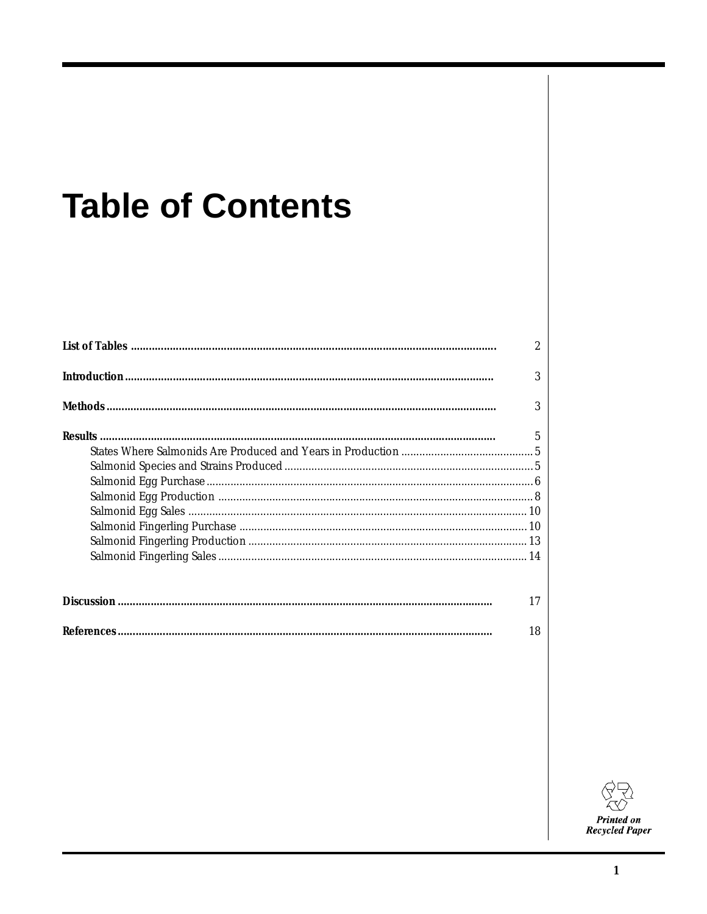# Table of Contents

**List of Tables** .......... 2

**Introduction** .......... 3

**Methods** .......... 3

**Results** .......... 5

- States Where Salmonids Are Produced and Years in Production .......... 5
- Salmonid Species and Strains Produced .......... 5
- Salmonid Egg Purchase .......... 6
- Salmonid Egg Production .......... 8
- Salmonid Egg Sales .......... 10
- Salmonid Fingerling Purchase .......... 10
- Salmonid Fingerling Production .......... 13
- Salmonid Fingerling Sales .......... 14

**Discussion** .......... 17

**References** .......... 18

***Printed on Recycled Paper***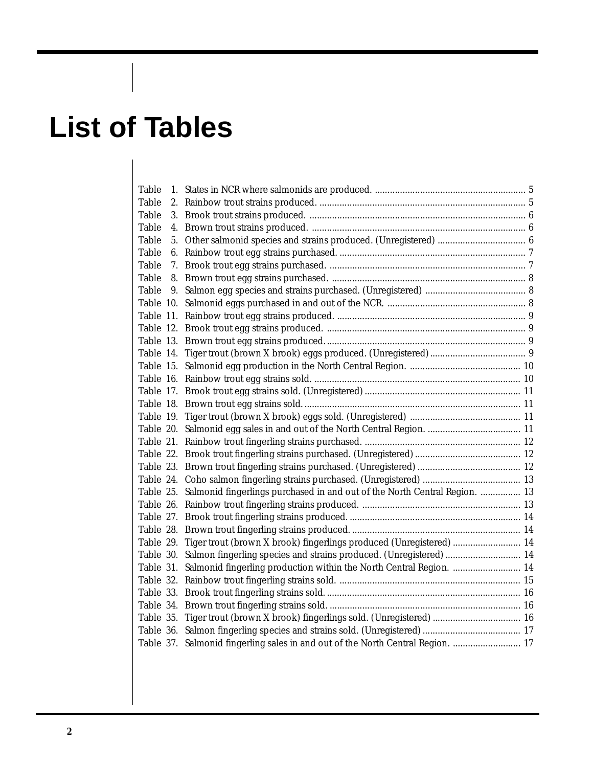# List of Tables

| | | |
|---|---|---|
| Table 1. | States in NCR where salmonids are produced. | 5 |
| Table 2. | Rainbow trout strains produced. | 5 |
| Table 3. | Brook trout strains produced. | 6 |
| Table 4. | Brown trout strains produced. | 6 |
| Table 5. | Other salmonid species and strains produced. (Unregistered) | 6 |
| Table 6. | Rainbow trout egg strains purchased. | 7 |
| Table 7. | Brook trout egg strains purchased. | 7 |
| Table 8. | Brown trout egg strains purchased. | 8 |
| Table 9. | Salmon egg species and strains purchased. (Unregistered) | 8 |
| Table 10. | Salmonid eggs purchased in and out of the NCR. | 8 |
| Table 11. | Rainbow trout egg strains produced. | 9 |
| Table 12. | Brook trout egg strains produced. | 9 |
| Table 13. | Brown trout egg strains produced. | 9 |
| Table 14. | Tiger trout (brown X brook) eggs produced. (Unregistered) | 9 |
| Table 15. | Salmonid egg production in the North Central Region. | 10 |
| Table 16. | Rainbow trout egg strains sold. | 10 |
| Table 17. | Brook trout egg strains sold. (Unregistered) | 11 |
| Table 18. | Brown trout egg strains sold. | 11 |
| Table 19. | Tiger trout (brown X brook) eggs sold. (Unregistered) | 11 |
| Table 20. | Salmonid egg sales in and out of the North Central Region. | 11 |
| Table 21. | Rainbow trout fingerling strains purchased. | 12 |
| Table 22. | Brook trout fingerling strains purchased. (Unregistered) | 12 |
| Table 23. | Brown trout fingerling strains purchased. (Unregistered) | 12 |
| Table 24. | Coho salmon fingerling strains purchased. (Unregistered) | 13 |
| Table 25. | Salmonid fingerlings purchased in and out of the North Central Region. | 13 |
| Table 26. | Rainbow trout fingerling strains produced. | 13 |
| Table 27. | Brook trout fingerling strains produced. | 14 |
| Table 28. | Brown trout fingerling strains produced. | 14 |
| Table 29. | Tiger trout (brown X brook) fingerlings produced (Unregistered) | 14 |
| Table 30. | Salmon fingerling species and strains produced. (Unregistered) | 14 |
| Table 31. | Salmonid fingerling production within the North Central Region. | 14 |
| Table 32. | Rainbow trout fingerling strains sold. | 15 |
| Table 33. | Brook trout fingerling strains sold. | 16 |
| Table 34. | Brown trout fingerling strains sold. | 16 |
| Table 35. | Tiger trout (brown X brook) fingerlings sold. (Unregistered) | 16 |
| Table 36. | Salmon fingerling species and strains sold. (Unregistered) | 17 |
| Table 37. | Salmonid fingerling sales in and out of the North Central Region. | 17 |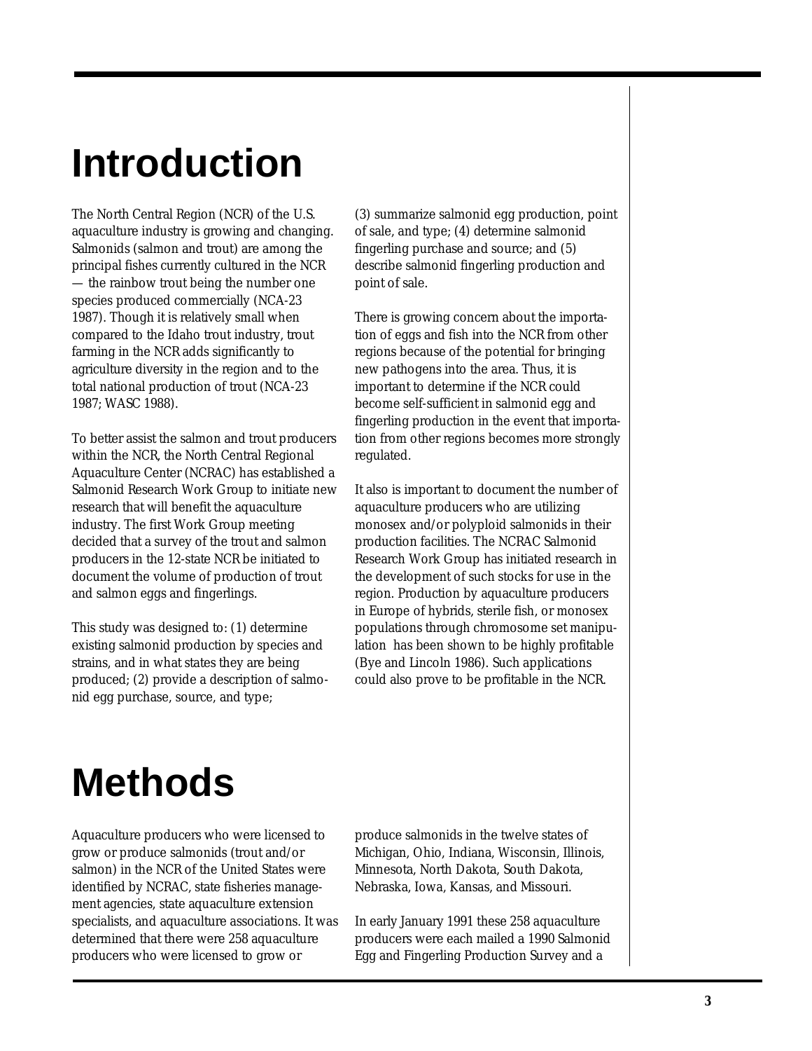# Introduction

The North Central Region (NCR) of the U.S. aquaculture industry is growing and changing. Salmonids (salmon and trout) are among the principal fishes currently cultured in the NCR — the rainbow trout being the number one species produced commercially (NCA-23 1987). Though it is relatively small when compared to the Idaho trout industry, trout farming in the NCR adds significantly to agriculture diversity in the region and to the total national production of trout (NCA-23 1987; WASC 1988).

To better assist the salmon and trout producers within the NCR, the North Central Regional Aquaculture Center (NCRAC) has established a Salmonid Research Work Group to initiate new research that will benefit the aquaculture industry. The first Work Group meeting decided that a survey of the trout and salmon producers in the 12-state NCR be initiated to document the volume of production of trout and salmon eggs and fingerlings.

This study was designed to: (1) determine existing salmonid production by species and strains, and in what states they are being produced; (2) provide a description of salmonid egg purchase, source, and type; (3) summarize salmonid egg production, point of sale, and type; (4) determine salmonid fingerling purchase and source; and (5) describe salmonid fingerling production and point of sale.

There is growing concern about the importation of eggs and fish into the NCR from other regions because of the potential for bringing new pathogens into the area. Thus, it is important to determine if the NCR could become self-sufficient in salmonid egg and fingerling production in the event that importation from other regions becomes more strongly regulated.

It also is important to document the number of aquaculture producers who are utilizing monosex and/or polyploid salmonids in their production facilities. The NCRAC Salmonid Research Work Group has initiated research in the development of such stocks for use in the region. Production by aquaculture producers in Europe of hybrids, sterile fish, or monosex populations through chromosome set manipulation has been shown to be highly profitable (Bye and Lincoln 1986). Such applications could also prove to be profitable in the NCR.

# Methods

Aquaculture producers who were licensed to grow or produce salmonids (trout and/or salmon) in the NCR of the United States were identified by NCRAC, state fisheries management agencies, state aquaculture extension specialists, and aquaculture associations. It was determined that there were 258 aquaculture producers who were licensed to grow or produce salmonids in the twelve states of Michigan, Ohio, Indiana, Wisconsin, Illinois, Minnesota, North Dakota, South Dakota, Nebraska, Iowa, Kansas, and Missouri.

In early January 1991 these 258 aquaculture producers were each mailed a 1990 Salmonid Egg and Fingerling Production Survey and a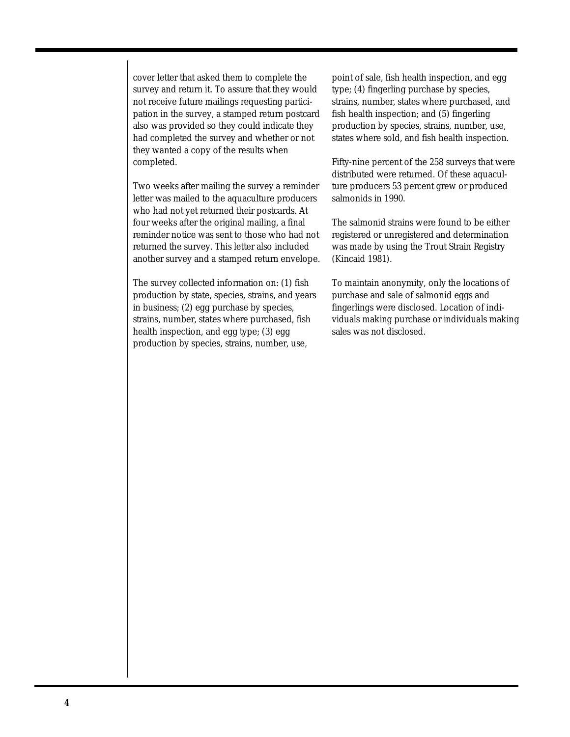cover letter that asked them to complete the survey and return it. To assure that they would not receive future mailings requesting participation in the survey, a stamped return postcard also was provided so they could indicate they had completed the survey and whether or not they wanted a copy of the results when completed.

Two weeks after mailing the survey a reminder letter was mailed to the aquaculture producers who had not yet returned their postcards. At four weeks after the original mailing, a final reminder notice was sent to those who had not returned the survey. This letter also included another survey and a stamped return envelope.

The survey collected information on: (1) fish production by state, species, strains, and years in business; (2) egg purchase by species, strains, number, states where purchased, fish health inspection, and egg type; (3) egg production by species, strains, number, use, point of sale, fish health inspection, and egg type; (4) fingerling purchase by species, strains, number, states where purchased, and fish health inspection; and (5) fingerling production by species, strains, number, use, states where sold, and fish health inspection.

Fifty-nine percent of the 258 surveys that were distributed were returned. Of these aquaculture producers 53 percent grew or produced salmonids in 1990.

The salmonid strains were found to be either registered or unregistered and determination was made by using the Trout Strain Registry (Kincaid 1981).

To maintain anonymity, only the locations of purchase and sale of salmonid eggs and fingerlings were disclosed. Location of individuals making purchase or individuals making sales was not disclosed.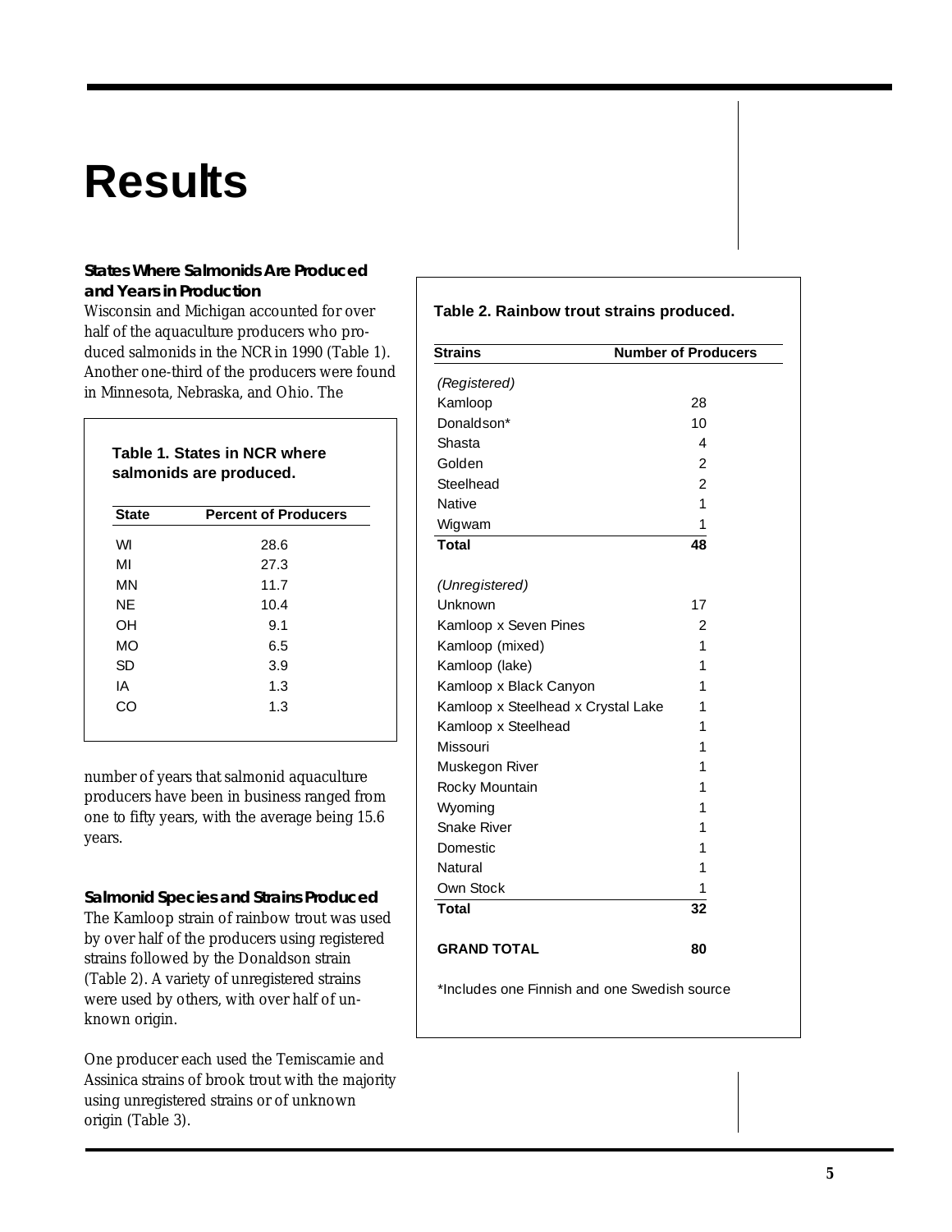# Results

### States Where Salmonids Are Produced and Years in Production

Wisconsin and Michigan accounted for over half of the aquaculture producers who produced salmonids in the NCR in 1990 (Table 1). Another one-third of the producers were found in Minnesota, Nebraska, and Ohio. The number of years that salmonid aquaculture producers have been in business ranged from one to fifty years, with the average being 15.6 years.

**Table 1. States in NCR where salmonids are produced.**

| State | Percent of Producers |
|---|---|
| WI | 28.6 |
| MI | 27.3 |
| MN | 11.7 |
| NE | 10.4 |
| OH | 9.1 |
| MO | 6.5 |
| SD | 3.9 |
| IA | 1.3 |
| CO | 1.3 |

### Salmonid Species and Strains Produced

The Kamloop strain of rainbow trout was used by over half of the producers using registered strains followed by the Donaldson strain (Table 2). A variety of unregistered strains were used by others, with over half of unknown origin.

One producer each used the Temiscamie and Assinica strains of brook trout with the majority using unregistered strains or of unknown origin (Table 3).

**Table 2. Rainbow trout strains produced.**

| Strains | Number of Producers |
|---|---|
| *(Registered)* | |
| Kamloop | 28 |
| Donaldson* | 10 |
| Shasta | 4 |
| Golden | 2 |
| Steelhead | 2 |
| Native | 1 |
| Wigwam | 1 |
| **Total** | **48** |
| *(Unregistered)* | |
| Unknown | 17 |
| Kamloop x Seven Pines | 2 |
| Kamloop (mixed) | 1 |
| Kamloop (lake) | 1 |
| Kamloop x Black Canyon | 1 |
| Kamloop x Steelhead x Crystal Lake | 1 |
| Kamloop x Steelhead | 1 |
| Missouri | 1 |
| Muskegon River | 1 |
| Rocky Mountain | 1 |
| Wyoming | 1 |
| Snake River | 1 |
| Domestic | 1 |
| Natural | 1 |
| Own Stock | 1 |
| **Total** | **32** |
| **GRAND TOTAL** | **80** |

*Includes one Finnish and one Swedish source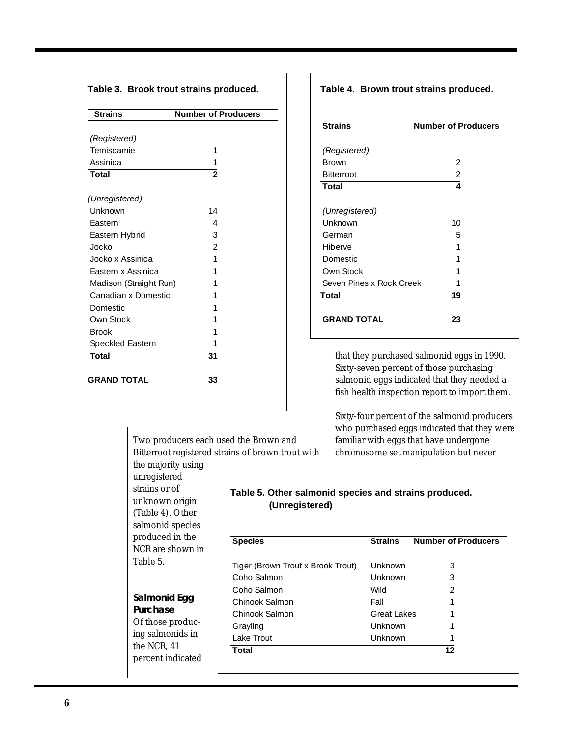**Table 3. Brook trout strains produced.**

| Strains | Number of Producers |
|---|---|
| *(Registered)* | |
| Temiscamie | 1 |
| Assinica | 1 |
| **Total** | **2** |
| *(Unregistered)* | |
| Unknown | 14 |
| Eastern | 4 |
| Eastern Hybrid | 3 |
| Jocko | 2 |
| Jocko x Assinica | 1 |
| Eastern x Assinica | 1 |
| Madison (Straight Run) | 1 |
| Canadian x Domestic | 1 |
| Domestic | 1 |
| Own Stock | 1 |
| Brook | 1 |
| Speckled Eastern | 1 |
| **Total** | **31** |
| **GRAND TOTAL** | **33** |

**Table 4. Brown trout strains produced.**

| Strains | Number of Producers |
|---|---|
| *(Registered)* | |
| Brown | 2 |
| Bitterroot | 2 |
| **Total** | **4** |
| *(Unregistered)* | |
| Unknown | 10 |
| German | 5 |
| Hiberve | 1 |
| Domestic | 1 |
| Own Stock | 1 |
| Seven Pines x Rock Creek | 1 |
| **Total** | **19** |
| **GRAND TOTAL** | **23** |

Two producers each used the Brown and Bitterroot registered strains of brown trout with the majority using unregistered strains or of unknown origin (Table 4). Other salmonid species produced in the NCR are shown in Table 5.

**Table 5. Other salmonid species and strains produced. (Unregistered)**

| Species | Strains | Number of Producers |
|---|---|---|
| Tiger (Brown Trout x Brook Trout) | Unknown | 3 |
| Coho Salmon | Unknown | 3 |
| Coho Salmon | Wild | 2 |
| Chinook Salmon | Fall | 1 |
| Chinook Salmon | Great Lakes | 1 |
| Grayling | Unknown | 1 |
| Lake Trout | Unknown | 1 |
| **Total** | | **12** |

### Salmonid Egg Purchase

Of those producing salmonids in the NCR, 41 percent indicated that they purchased salmonid eggs in 1990. Sixty-seven percent of those purchasing salmonid eggs indicated that they needed a fish health inspection report to import them.

Sixty-four percent of the salmonid producers who purchased eggs indicated that they were familiar with eggs that have undergone chromosome set manipulation but never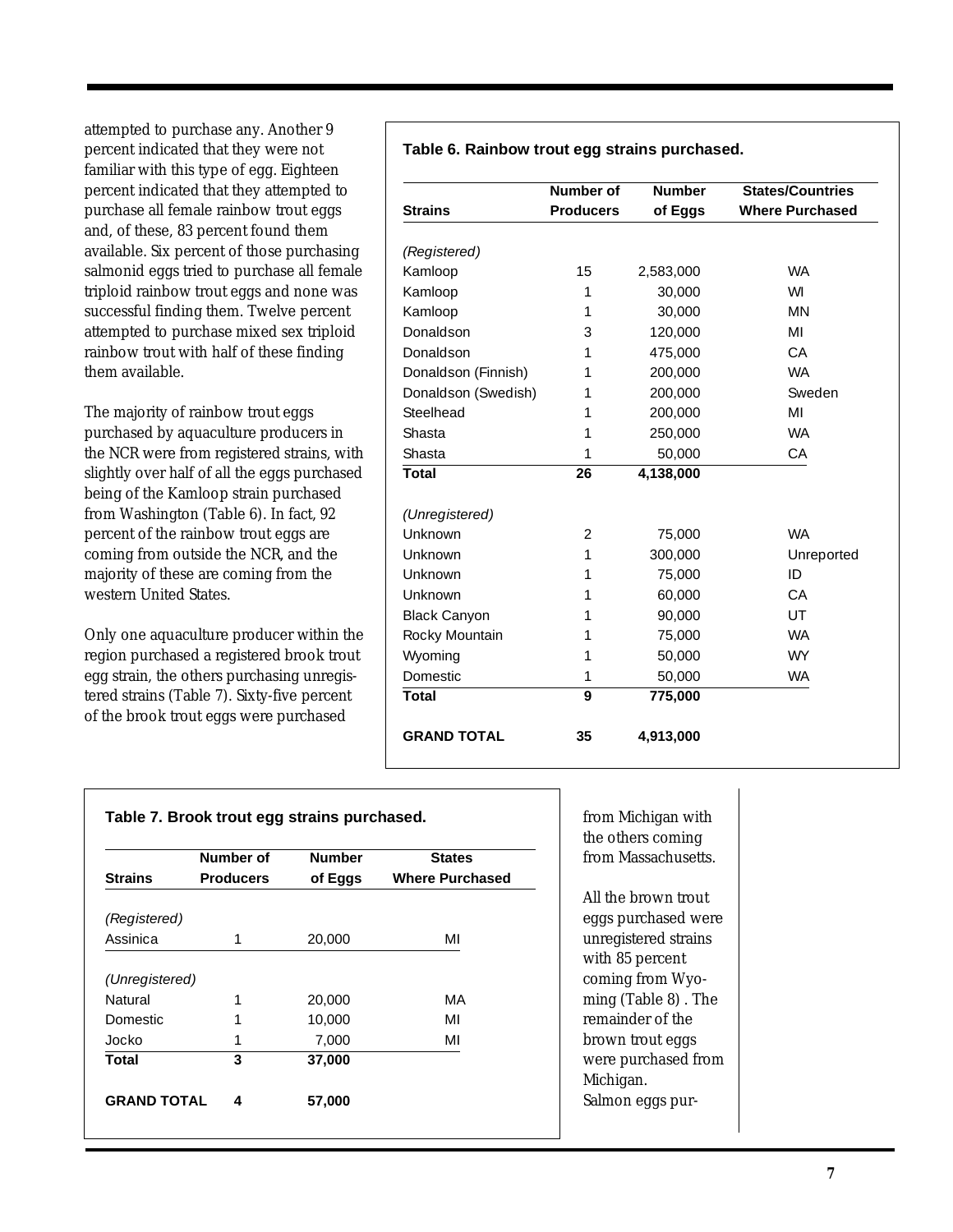attempted to purchase any. Another 9 percent indicated that they were not familiar with this type of egg. Eighteen percent indicated that they attempted to purchase all female rainbow trout eggs and, of these, 83 percent found them available. Six percent of those purchasing salmonid eggs tried to purchase all female triploid rainbow trout eggs and none was successful finding them. Twelve percent attempted to purchase mixed sex triploid rainbow trout with half of these finding them available.

The majority of rainbow trout eggs purchased by aquaculture producers in the NCR were from registered strains, with slightly over half of all the eggs purchased being of the Kamloop strain purchased from Washington (Table 6). In fact, 92 percent of the rainbow trout eggs are coming from outside the NCR, and the majority of these are coming from the western United States.

**Table 6. Rainbow trout egg strains purchased.**

| Strains | Number of Producers | Number of Eggs | States/Countries Where Purchased |
|---|---|---|---|
| *(Registered)* | | | |
| Kamloop | 15 | 2,583,000 | WA |
| Kamloop | 1 | 30,000 | WI |
| Kamloop | 1 | 30,000 | MN |
| Donaldson | 3 | 120,000 | MI |
| Donaldson | 1 | 475,000 | CA |
| Donaldson (Finnish) | 1 | 200,000 | WA |
| Donaldson (Swedish) | 1 | 200,000 | Sweden |
| Steelhead | 1 | 200,000 | MI |
| Shasta | 1 | 250,000 | WA |
| Shasta | 1 | 50,000 | CA |
| **Total** | **26** | **4,138,000** | |
| *(Unregistered)* | | | |
| Unknown | 2 | 75,000 | WA |
| Unknown | 1 | 300,000 | Unreported |
| Unknown | 1 | 75,000 | ID |
| Unknown | 1 | 60,000 | CA |
| Black Canyon | 1 | 90,000 | UT |
| Rocky Mountain | 1 | 75,000 | WA |
| Wyoming | 1 | 50,000 | WY |
| Domestic | 1 | 50,000 | WA |
| **Total** | **9** | **775,000** | |
| **GRAND TOTAL** | **35** | **4,913,000** | |

Only one aquaculture producer within the region purchased a registered brook trout egg strain, the others purchasing unregistered strains (Table 7). Sixty-five percent of the brook trout eggs were purchased from Michigan with the others coming from Massachusetts.

**Table 7. Brook trout egg strains purchased.**

| Strains | Number of Producers | Number of Eggs | States Where Purchased |
|---|---|---|---|
| *(Registered)* | | | |
| Assinica | 1 | 20,000 | MI |
| *(Unregistered)* | | | |
| Natural | 1 | 20,000 | MA |
| Domestic | 1 | 10,000 | MI |
| Jocko | 1 | 7,000 | MI |
| **Total** | **3** | **37,000** | |
| **GRAND TOTAL** | **4** | **57,000** | |

All the brown trout eggs purchased were unregistered strains with 85 percent coming from Wyoming (Table 8) . The remainder of the brown trout eggs were purchased from Michigan.

Salmon eggs pur-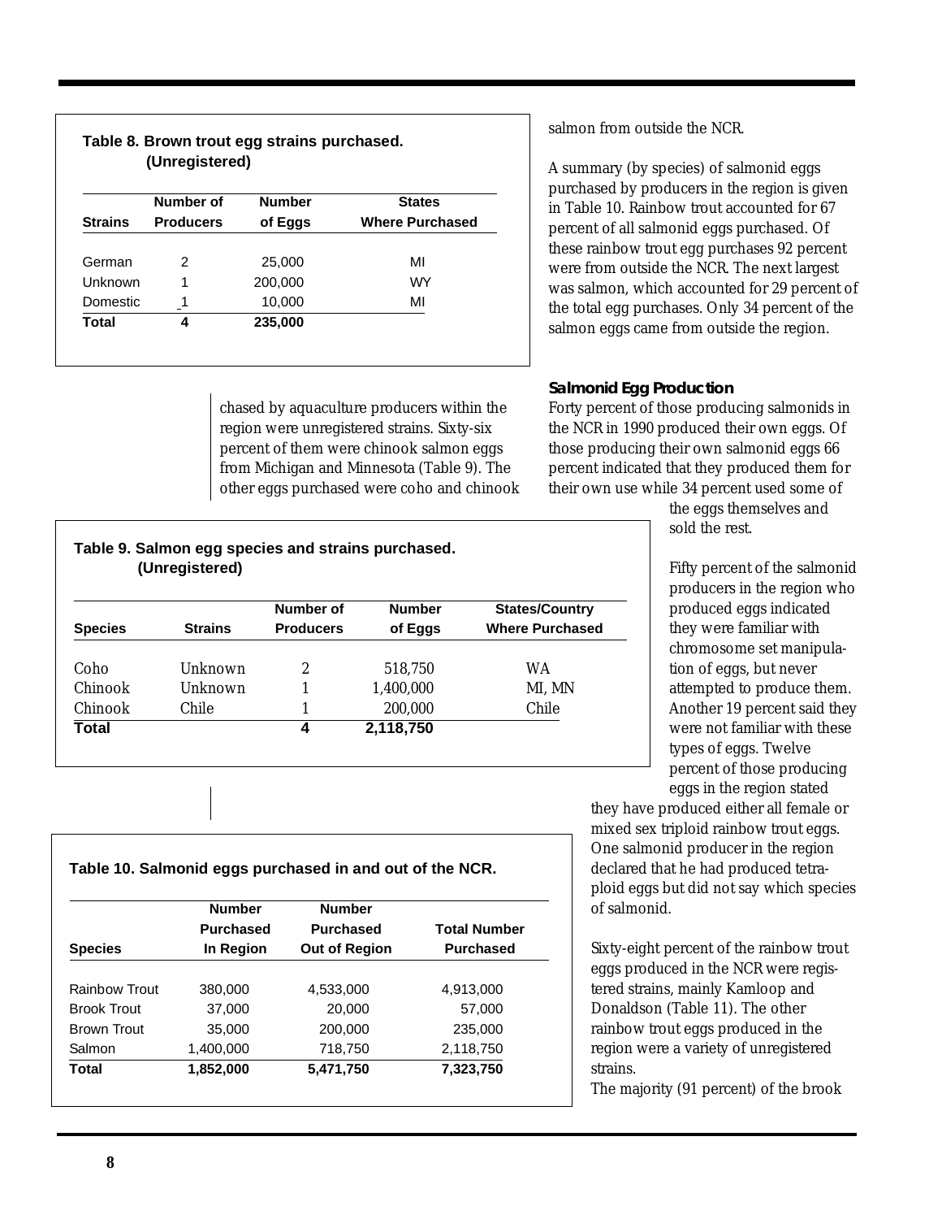**Table 8. Brown trout egg strains purchased. (Unregistered)**

| Strains | Number of Producers | Number of Eggs | States Where Purchased |
|---|---|---|---|
| German | 2 | 25,000 | MI |
| Unknown | 1 | 200,000 | WY |
| Domestic | 1 | 10,000 | MI |
| **Total** | **4** | **235,000** | |

chased by aquaculture producers within the region were unregistered strains. Sixty-six percent of them were chinook salmon eggs from Michigan and Minnesota (Table 9). The other eggs purchased were coho and chinook salmon from outside the NCR.

**Table 9. Salmon egg species and strains purchased. (Unregistered)**

| Species | Strains | Number of Producers | Number of Eggs | States/Country Where Purchased |
|---|---|---|---|---|
| Coho | Unknown | 2 | 518,750 | WA |
| Chinook | Unknown | 1 | 1,400,000 | MI, MN |
| Chinook | Chile | 1 | 200,000 | Chile |
| **Total** | | **4** | **2,118,750** | |

A summary (by species) of salmonid eggs purchased by producers in the region is given in Table 10. Rainbow trout accounted for 67 percent of all salmonid eggs purchased. Of these rainbow trout egg purchases 92 percent were from outside the NCR. The next largest was salmon, which accounted for 29 percent of the total egg purchases. Only 34 percent of the salmon eggs came from outside the region.

**Table 10. Salmonid eggs purchased in and out of the NCR.**

| Species | Number Purchased In Region | Number Purchased Out of Region | Total Number Purchased |
|---|---|---|---|
| Rainbow Trout | 380,000 | 4,533,000 | 4,913,000 |
| Brook Trout | 37,000 | 20,000 | 57,000 |
| Brown Trout | 35,000 | 200,000 | 235,000 |
| Salmon | 1,400,000 | 718,750 | 2,118,750 |
| **Total** | **1,852,000** | **5,471,750** | **7,323,750** |

### Salmonid Egg Production

Forty percent of those producing salmonids in the NCR in 1990 produced their own eggs. Of those producing their own salmonid eggs 66 percent indicated that they produced them for their own use while 34 percent used some of the eggs themselves and sold the rest.

Fifty percent of the salmonid producers in the region who produced eggs indicated they were familiar with chromosome set manipulation of eggs, but never attempted to produce them. Another 19 percent said they were not familiar with these types of eggs. Twelve percent of those producing eggs in the region stated they have produced either all female or mixed sex triploid rainbow trout eggs. One salmonid producer in the region declared that he had produced tetraploid eggs but did not say which species of salmonid.

Sixty-eight percent of the rainbow trout eggs produced in the NCR were registered strains, mainly Kamloop and Donaldson (Table 11). The other rainbow trout eggs produced in the region were a variety of unregistered strains.

The majority (91 percent) of the brook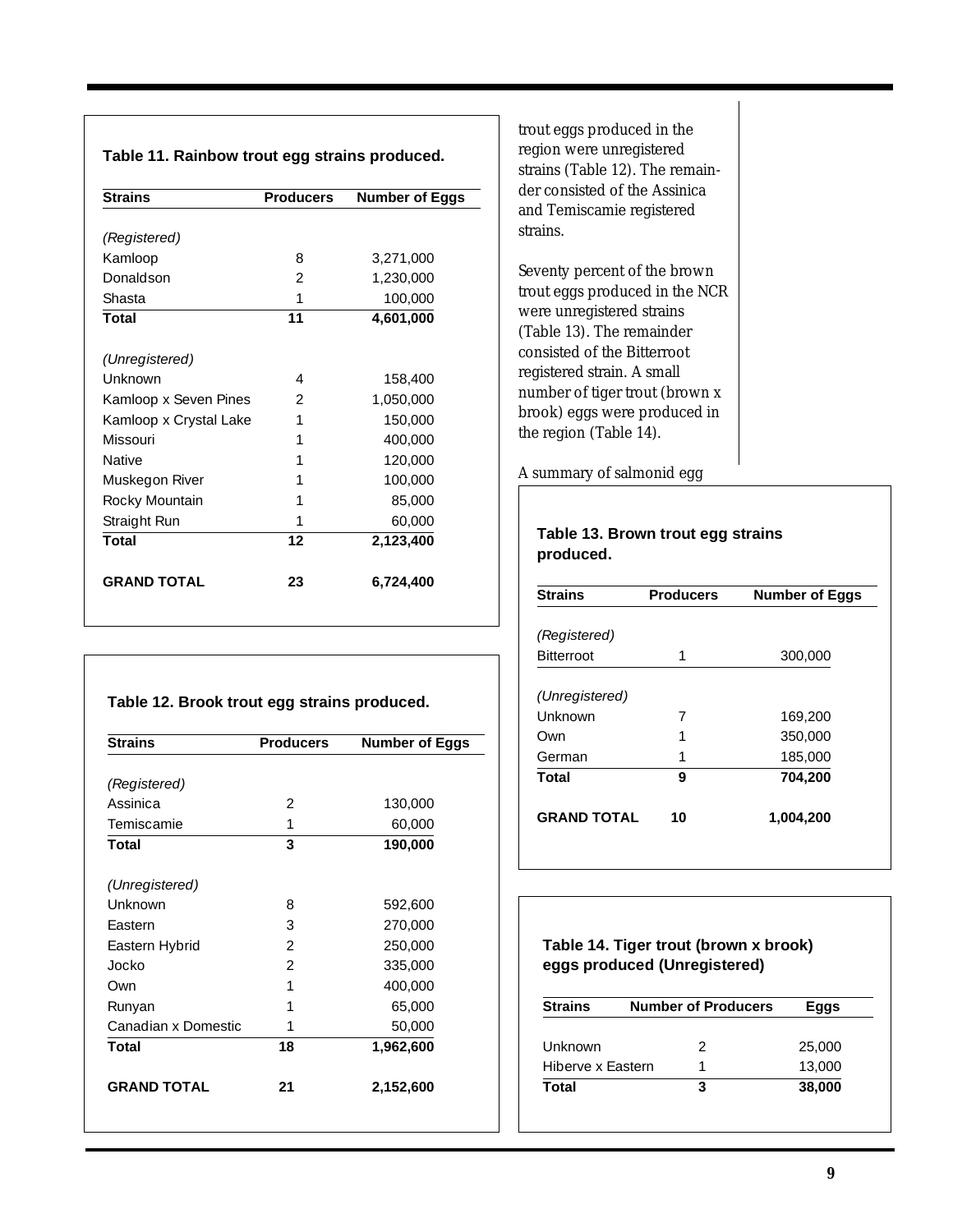**Table 11. Rainbow trout egg strains produced.**

| Strains | Producers | Number of Eggs |
|---|---|---|
| *(Registered)* | | |
| Kamloop | 8 | 3,271,000 |
| Donaldson | 2 | 1,230,000 |
| Shasta | 1 | 100,000 |
| **Total** | **11** | **4,601,000** |
| *(Unregistered)* | | |
| Unknown | 4 | 158,400 |
| Kamloop x Seven Pines | 2 | 1,050,000 |
| Kamloop x Crystal Lake | 1 | 150,000 |
| Missouri | 1 | 400,000 |
| Native | 1 | 120,000 |
| Muskegon River | 1 | 100,000 |
| Rocky Mountain | 1 | 85,000 |
| Straight Run | 1 | 60,000 |
| **Total** | **12** | **2,123,400** |
| **GRAND TOTAL** | **23** | **6,724,400** |

**Table 12. Brook trout egg strains produced.**

| Strains | Producers | Number of Eggs |
|---|---|---|
| *(Registered)* | | |
| Assinica | 2 | 130,000 |
| Temiscamie | 1 | 60,000 |
| **Total** | **3** | **190,000** |
| *(Unregistered)* | | |
| Unknown | 8 | 592,600 |
| Eastern | 3 | 270,000 |
| Eastern Hybrid | 2 | 250,000 |
| Jocko | 2 | 335,000 |
| Own | 1 | 400,000 |
| Runyan | 1 | 65,000 |
| Canadian x Domestic | 1 | 50,000 |
| **Total** | **18** | **1,962,600** |
| **GRAND TOTAL** | **21** | **2,152,600** |

trout eggs produced in the region were unregistered strains (Table 12). The remainder consisted of the Assinica and Temiscamie registered strains.

Seventy percent of the brown trout eggs produced in the NCR were unregistered strains (Table 13). The remainder consisted of the Bitterroot registered strain. A small number of tiger trout (brown x brook) eggs were produced in the region (Table 14).

A summary of salmonid egg

**Table 13. Brown trout egg strains produced.**

| Strains | Producers | Number of Eggs |
|---|---|---|
| *(Registered)* | | |
| Bitterroot | 1 | 300,000 |
| *(Unregistered)* | | |
| Unknown | 7 | 169,200 |
| Own | 1 | 350,000 |
| German | 1 | 185,000 |
| **Total** | **9** | **704,200** |
| **GRAND TOTAL** | **10** | **1,004,200** |

**Table 14. Tiger trout (brown x brook) eggs produced (Unregistered)**

| Strains | Number of Producers | Eggs |
|---|---|---|
| Unknown | 2 | 25,000 |
| Hiberve x Eastern | 1 | 13,000 |
| **Total** | **3** | **38,000** |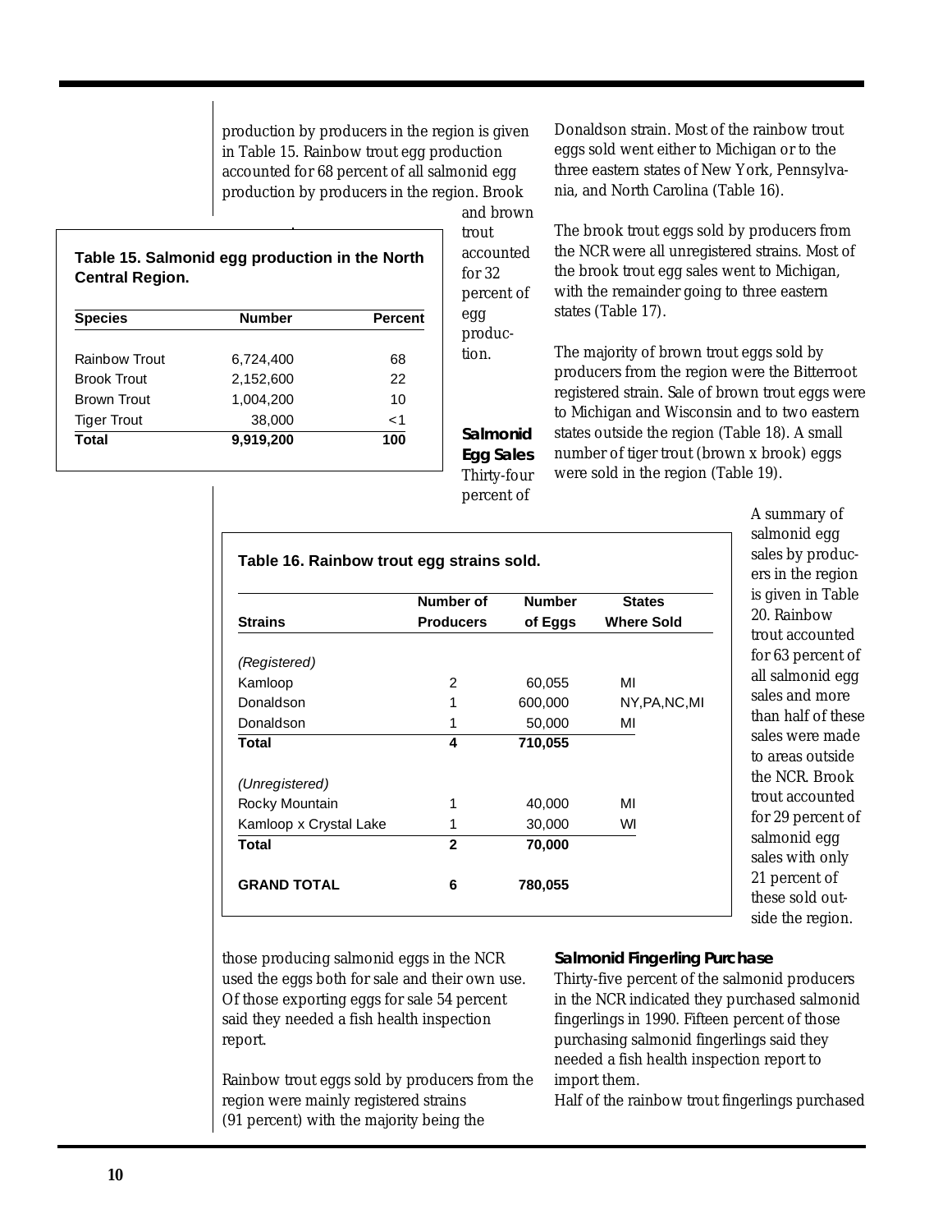production by producers in the region is given in Table 15. Rainbow trout egg production accounted for 68 percent of all salmonid egg production by producers in the region. Brook and brown trout accounted for 32 percent of egg production.

**Table 15. Salmonid egg production in the North Central Region.**

| Species | Number | Percent |
|---|---|---|
| Rainbow Trout | 6,724,400 | 68 |
| Brook Trout | 2,152,600 | 22 |
| Brown Trout | 1,004,200 | 10 |
| Tiger Trout | 38,000 | <1 |
| **Total** | **9,919,200** | **100** |

### Salmonid Egg Sales

Thirty-four percent of those producing salmonid eggs in the NCR used the eggs both for sale and their own use. Of those exporting eggs for sale 54 percent said they needed a fish health inspection report.

Rainbow trout eggs sold by producers from the region were mainly registered strains (91 percent) with the majority being the Donaldson strain. Most of the rainbow trout eggs sold went either to Michigan or to the three eastern states of New York, Pennsylvania, and North Carolina (Table 16).

The brook trout eggs sold by producers from the NCR were all unregistered strains. Most of the brook trout egg sales went to Michigan, with the remainder going to three eastern states (Table 17).

The majority of brown trout eggs sold by producers from the region were the Bitterroot registered strain. Sale of brown trout eggs were to Michigan and Wisconsin and to two eastern states outside the region (Table 18). A small number of tiger trout (brown x brook) eggs were sold in the region (Table 19).

**Table 16. Rainbow trout egg strains sold.**

| Strains | Number of Producers | Number of Eggs | States Where Sold |
|---|---|---|---|
| *(Registered)* | | | |
| Kamloop | 2 | 60,055 | MI |
| Donaldson | 1 | 600,000 | NY,PA,NC,MI |
| Donaldson | 1 | 50,000 | MI |
| **Total** | **4** | **710,055** | |
| *(Unregistered)* | | | |
| Rocky Mountain | 1 | 40,000 | MI |
| Kamloop x Crystal Lake | 1 | 30,000 | WI |
| **Total** | **2** | **70,000** | |
| **GRAND TOTAL** | **6** | **780,055** | |

A summary of salmonid egg sales by producers in the region is given in Table 20. Rainbow trout accounted for 63 percent of all salmonid egg sales and more than half of these sales were made to areas outside the NCR. Brook trout accounted for 29 percent of salmonid egg sales with only 21 percent of these sold outside the region.

### Salmonid Fingerling Purchase

Thirty-five percent of the salmonid producers in the NCR indicated they purchased salmonid fingerlings in 1990. Fifteen percent of those purchasing salmonid fingerlings said they needed a fish health inspection report to import them.

Half of the rainbow trout fingerlings purchased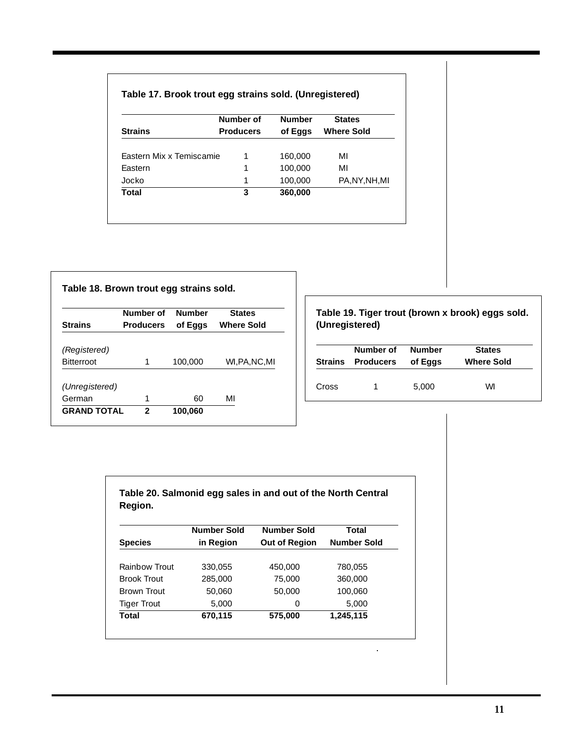**Table 17. Brook trout egg strains sold. (Unregistered)**

| Strains | Number of Producers | Number of Eggs | States Where Sold |
|---|---|---|---|
| Eastern Mix x Temiscamie | 1 | 160,000 | MI |
| Eastern | 1 | 100,000 | MI |
| Jocko | 1 | 100,000 | PA,NY,NH,MI |
| **Total** | **3** | **360,000** | |

**Table 18. Brown trout egg strains sold.**

| Strains | Number of Producers | Number of Eggs | States Where Sold |
|---|---|---|---|
| *(Registered)* | | | |
| Bitterroot | 1 | 100,000 | WI,PA,NC,MI |
| *(Unregistered)* | | | |
| German | 1 | 60 | MI |
| **GRAND TOTAL** | **2** | **100,060** | |

**Table 19. Tiger trout (brown x brook) eggs sold. (Unregistered)**

| Strains | Number of Producers | Number of Eggs | States Where Sold |
|---|---|---|---|
| Cross | 1 | 5,000 | WI |

**Table 20. Salmonid egg sales in and out of the North Central Region.**

| Species | Number Sold in Region | Number Sold Out of Region | Total Number Sold |
|---|---|---|---|
| Rainbow Trout | 330,055 | 450,000 | 780,055 |
| Brook Trout | 285,000 | 75,000 | 360,000 |
| Brown Trout | 50,060 | 50,000 | 100,060 |
| Tiger Trout | 5,000 | 0 | 5,000 |
| **Total** | **670,115** | **575,000** | **1,245,115** |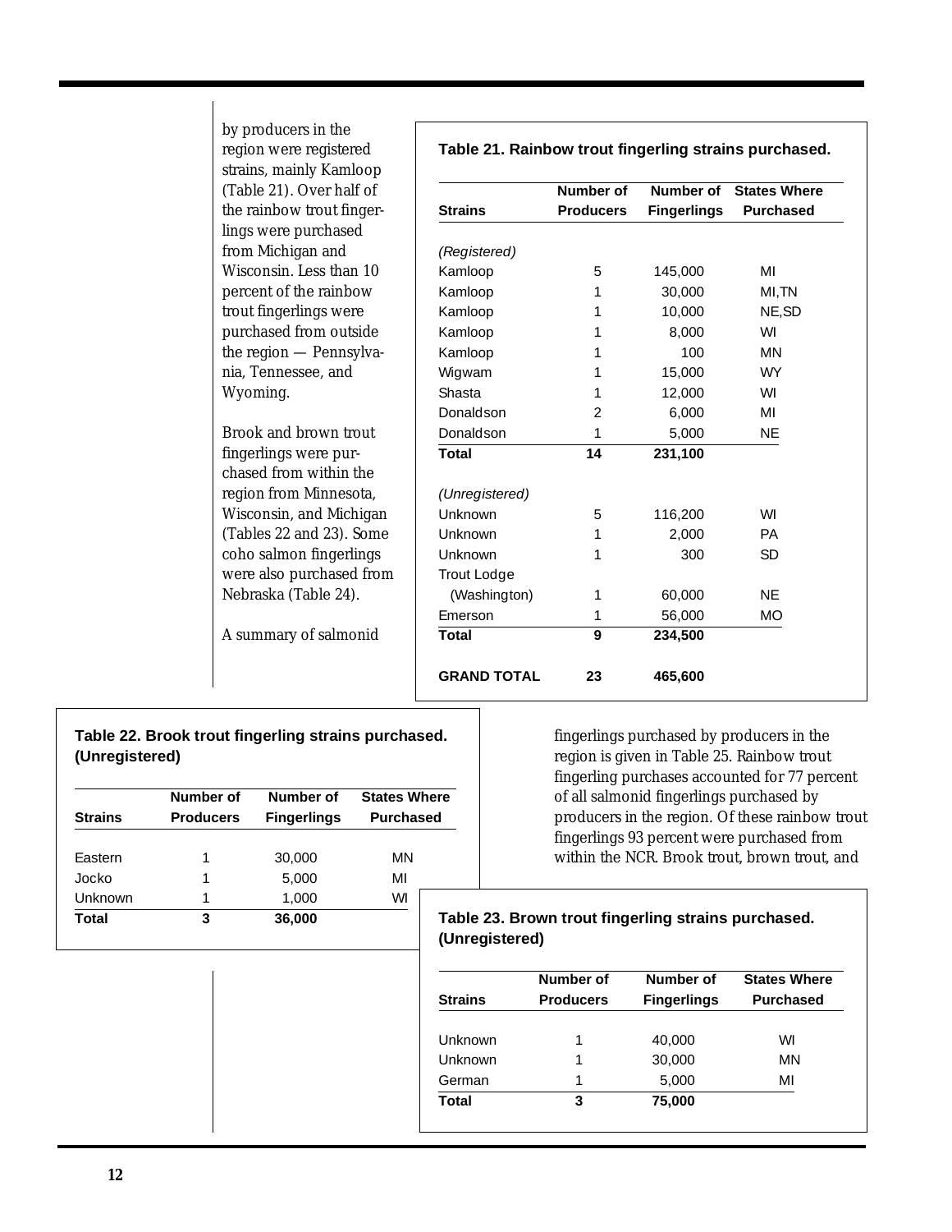by producers in the region were registered strains, mainly Kamloop (Table 21). Over half of the rainbow trout fingerlings were purchased from Michigan and Wisconsin. Less than 10 percent of the rainbow trout fingerlings were purchased from outside the region — Pennsylvania, Tennessee, and Wyoming.

Brook and brown trout fingerlings were purchased from within the region from Minnesota, Wisconsin, and Michigan (Tables 22 and 23). Some coho salmon fingerlings were also purchased from Nebraska (Table 24).

A summary of salmonid fingerlings purchased by producers in the region is given in Table 25. Rainbow trout fingerling purchases accounted for 77 percent of all salmonid fingerlings purchased by producers in the region. Of these rainbow trout fingerlings 93 percent were purchased from within the NCR. Brook trout, brown trout, and

**Table 21. Rainbow trout fingerling strains purchased.**

| Strains | Number of Producers | Number of Fingerlings | States Where Purchased |
|---|---|---|---|
| *(Registered)* | | | |
| Kamloop | 5 | 145,000 | MI |
| Kamloop | 1 | 30,000 | MI,TN |
| Kamloop | 1 | 10,000 | NE,SD |
| Kamloop | 1 | 8,000 | WI |
| Kamloop | 1 | 100 | MN |
| Wigwam | 1 | 15,000 | WY |
| Shasta | 1 | 12,000 | WI |
| Donaldson | 2 | 6,000 | MI |
| Donaldson | 1 | 5,000 | NE |
| **Total** | **14** | **231,100** | |
| *(Unregistered)* | | | |
| Unknown | 5 | 116,200 | WI |
| Unknown | 1 | 2,000 | PA |
| Unknown | 1 | 300 | SD |
| Trout Lodge (Washington) | 1 | 60,000 | NE |
| Emerson | 1 | 56,000 | MO |
| **Total** | **9** | **234,500** | |
| **GRAND TOTAL** | **23** | **465,600** | |

**Table 22. Brook trout fingerling strains purchased. (Unregistered)**

| Strains | Number of Producers | Number of Fingerlings | States Where Purchased |
|---|---|---|---|
| Eastern | 1 | 30,000 | MN |
| Jocko | 1 | 5,000 | MI |
| Unknown | 1 | 1,000 | WI |
| **Total** | **3** | **36,000** | |

**Table 23. Brown trout fingerling strains purchased. (Unregistered)**

| Strains | Number of Producers | Number of Fingerlings | States Where Purchased |
|---|---|---|---|
| Unknown | 1 | 40,000 | WI |
| Unknown | 1 | 30,000 | MN |
| German | 1 | 5,000 | MI |
| **Total** | **3** | **75,000** | |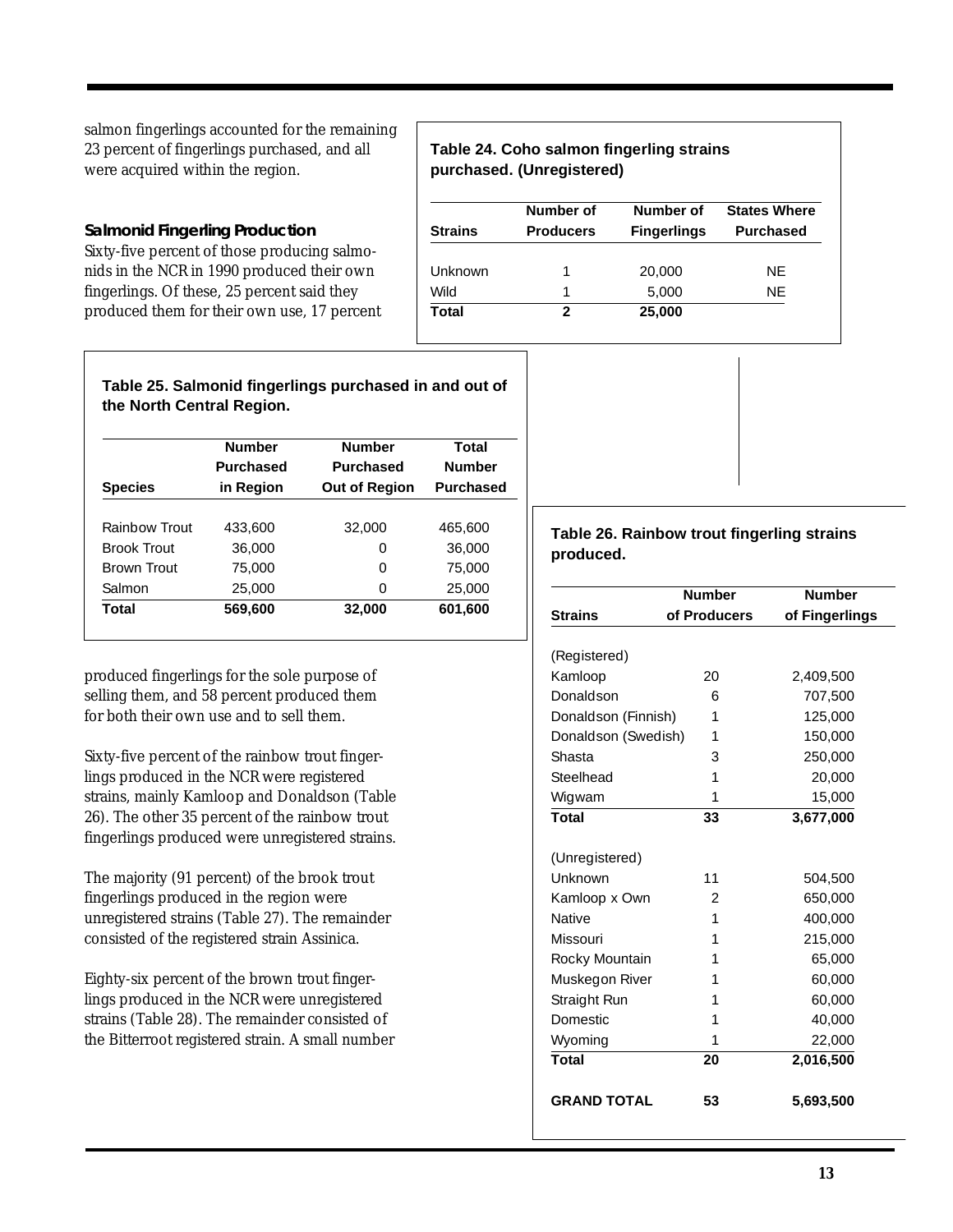salmon fingerlings accounted for the remaining 23 percent of fingerlings purchased, and all were acquired within the region.

**Table 24. Coho salmon fingerling strains purchased. (Unregistered)**

| Strains | Number of Producers | Number of Fingerlings | States Where Purchased |
|---|---|---|---|
| Unknown | 1 | 20,000 | NE |
| Wild | 1 | 5,000 | NE |
| **Total** | **2** | **25,000** | |

### Salmonid Fingerling Production

Sixty-five percent of those producing salmonids in the NCR in 1990 produced their own fingerlings. Of these, 25 percent said they produced them for their own use, 17 percent produced fingerlings for the sole purpose of selling them, and 58 percent produced them for both their own use and to sell them.

**Table 25. Salmonid fingerlings purchased in and out of the North Central Region.**

| Species | Number Purchased in Region | Number Purchased Out of Region | Total Number Purchased |
|---|---|---|---|
| Rainbow Trout | 433,600 | 32,000 | 465,600 |
| Brook Trout | 36,000 | 0 | 36,000 |
| Brown Trout | 75,000 | 0 | 75,000 |
| Salmon | 25,000 | 0 | 25,000 |
| **Total** | **569,600** | **32,000** | **601,600** |

Sixty-five percent of the rainbow trout fingerlings produced in the NCR were registered strains, mainly Kamloop and Donaldson (Table 26). The other 35 percent of the rainbow trout fingerlings produced were unregistered strains.

The majority (91 percent) of the brook trout fingerlings produced in the region were unregistered strains (Table 27). The remainder consisted of the registered strain Assinica.

Eighty-six percent of the brown trout fingerlings produced in the NCR were unregistered strains (Table 28). The remainder consisted of the Bitterroot registered strain. A small number

**Table 26. Rainbow trout fingerling strains produced.**

| Strains | Number of Producers | Number of Fingerlings |
|---|---|---|
| (Registered) | | |
| Kamloop | 20 | 2,409,500 |
| Donaldson | 6 | 707,500 |
| Donaldson (Finnish) | 1 | 125,000 |
| Donaldson (Swedish) | 1 | 150,000 |
| Shasta | 3 | 250,000 |
| Steelhead | 1 | 20,000 |
| Wigwam | 1 | 15,000 |
| **Total** | **33** | **3,677,000** |
| (Unregistered) | | |
| Unknown | 11 | 504,500 |
| Kamloop x Own | 2 | 650,000 |
| Native | 1 | 400,000 |
| Missouri | 1 | 215,000 |
| Rocky Mountain | 1 | 65,000 |
| Muskegon River | 1 | 60,000 |
| Straight Run | 1 | 60,000 |
| Domestic | 1 | 40,000 |
| Wyoming | 1 | 22,000 |
| **Total** | **20** | **2,016,500** |
| **GRAND TOTAL** | **53** | **5,693,500** |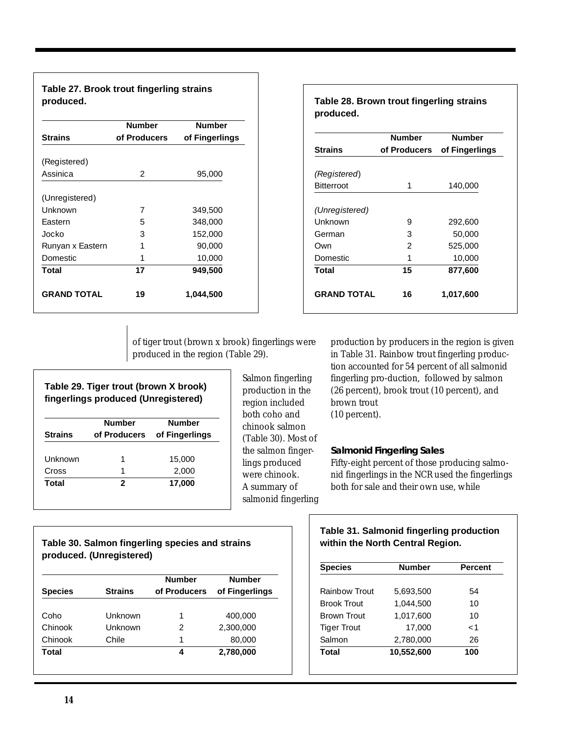**Table 27. Brook trout fingerling strains produced.**

| Strains | Number of Producers | Number of Fingerlings |
|---|---|---|
| (Registered) | | |
| Assinica | 2 | 95,000 |
| (Unregistered) | | |
| Unknown | 7 | 349,500 |
| Eastern | 5 | 348,000 |
| Jocko | 3 | 152,000 |
| Runyan x Eastern | 1 | 90,000 |
| Domestic | 1 | 10,000 |
| **Total** | **17** | **949,500** |
| **GRAND TOTAL** | **19** | **1,044,500** |

**Table 28. Brown trout fingerling strains produced.**

| Strains | Number of Producers | Number of Fingerlings |
|---|---|---|
| *(Registered)* | | |
| Bitterroot | 1 | 140,000 |
| *(Unregistered)* | | |
| Unknown | 9 | 292,600 |
| German | 3 | 50,000 |
| Own | 2 | 525,000 |
| Domestic | 1 | 10,000 |
| **Total** | **15** | **877,600** |
| **GRAND TOTAL** | **16** | **1,017,600** |

of tiger trout (brown x brook) fingerlings were produced in the region (Table 29).

**Table 29. Tiger trout (brown X brook) fingerlings produced (Unregistered)**

| Strains | Number of Producers | Number of Fingerlings |
|---|---|---|
| Unknown | 1 | 15,000 |
| Cross | 1 | 2,000 |
| **Total** | **2** | **17,000** |

Salmon fingerling production in the region included both coho and chinook salmon (Table 30). Most of the salmon fingerlings produced were chinook. A summary of salmonid fingerling production by producers in the region is given in Table 31. Rainbow trout fingerling production accounted for 54 percent of all salmonid fingerling pro-duction, followed by salmon (26 percent), brook trout (10 percent), and brown trout (10 percent).

### Salmonid Fingerling Sales

Fifty-eight percent of those producing salmonid fingerlings in the NCR used the fingerlings both for sale and their own use, while

**Table 30. Salmon fingerling species and strains produced. (Unregistered)**

| Species | Strains | Number of Producers | Number of Fingerlings |
|---|---|---|---|
| Coho | Unknown | 1 | 400,000 |
| Chinook | Unknown | 2 | 2,300,000 |
| Chinook | Chile | 1 | 80,000 |
| **Total** | | **4** | **2,780,000** |

**Table 31. Salmonid fingerling production within the North Central Region.**

| Species | Number | Percent |
|---|---|---|
| Rainbow Trout | 5,693,500 | 54 |
| Brook Trout | 1,044,500 | 10 |
| Brown Trout | 1,017,600 | 10 |
| Tiger Trout | 17,000 | <1 |
| Salmon | 2,780,000 | 26 |
| **Total** | **10,552,600** | **100** |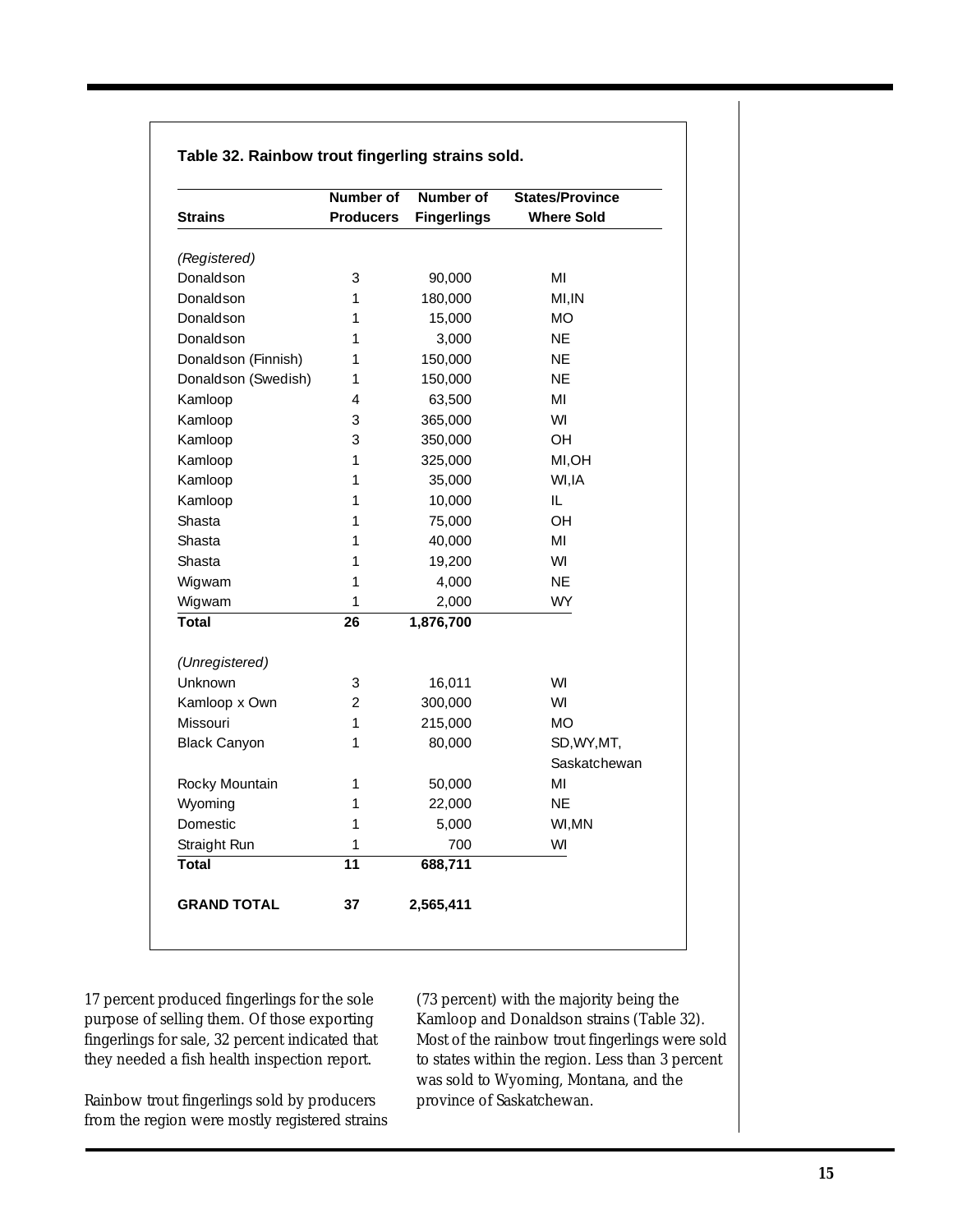**Table 32. Rainbow trout fingerling strains sold.**

| Strains | Number of Producers | Number of Fingerlings | States/Province Where Sold |
|---|---|---|---|
| *(Registered)* | | | |
| Donaldson | 3 | 90,000 | MI |
| Donaldson | 1 | 180,000 | MI,IN |
| Donaldson | 1 | 15,000 | MO |
| Donaldson | 1 | 3,000 | NE |
| Donaldson (Finnish) | 1 | 150,000 | NE |
| Donaldson (Swedish) | 1 | 150,000 | NE |
| Kamloop | 4 | 63,500 | MI |
| Kamloop | 3 | 365,000 | WI |
| Kamloop | 3 | 350,000 | OH |
| Kamloop | 1 | 325,000 | MI,OH |
| Kamloop | 1 | 35,000 | WI,IA |
| Kamloop | 1 | 10,000 | IL |
| Shasta | 1 | 75,000 | OH |
| Shasta | 1 | 40,000 | MI |
| Shasta | 1 | 19,200 | WI |
| Wigwam | 1 | 4,000 | NE |
| Wigwam | 1 | 2,000 | WY |
| **Total** | **26** | **1,876,700** | |
| *(Unregistered)* | | | |
| Unknown | 3 | 16,011 | WI |
| Kamloop x Own | 2 | 300,000 | WI |
| Missouri | 1 | 215,000 | MO |
| Black Canyon | 1 | 80,000 | SD,WY,MT, Saskatchewan |
| Rocky Mountain | 1 | 50,000 | MI |
| Wyoming | 1 | 22,000 | NE |
| Domestic | 1 | 5,000 | WI,MN |
| Straight Run | 1 | 700 | WI |
| **Total** | **11** | **688,711** | |
| **GRAND TOTAL** | **37** | **2,565,411** | |

17 percent produced fingerlings for the sole purpose of selling them. Of those exporting fingerlings for sale, 32 percent indicated that they needed a fish health inspection report.

Rainbow trout fingerlings sold by producers from the region were mostly registered strains (73 percent) with the majority being the Kamloop and Donaldson strains (Table 32). Most of the rainbow trout fingerlings were sold to states within the region. Less than 3 percent was sold to Wyoming, Montana, and the province of Saskatchewan.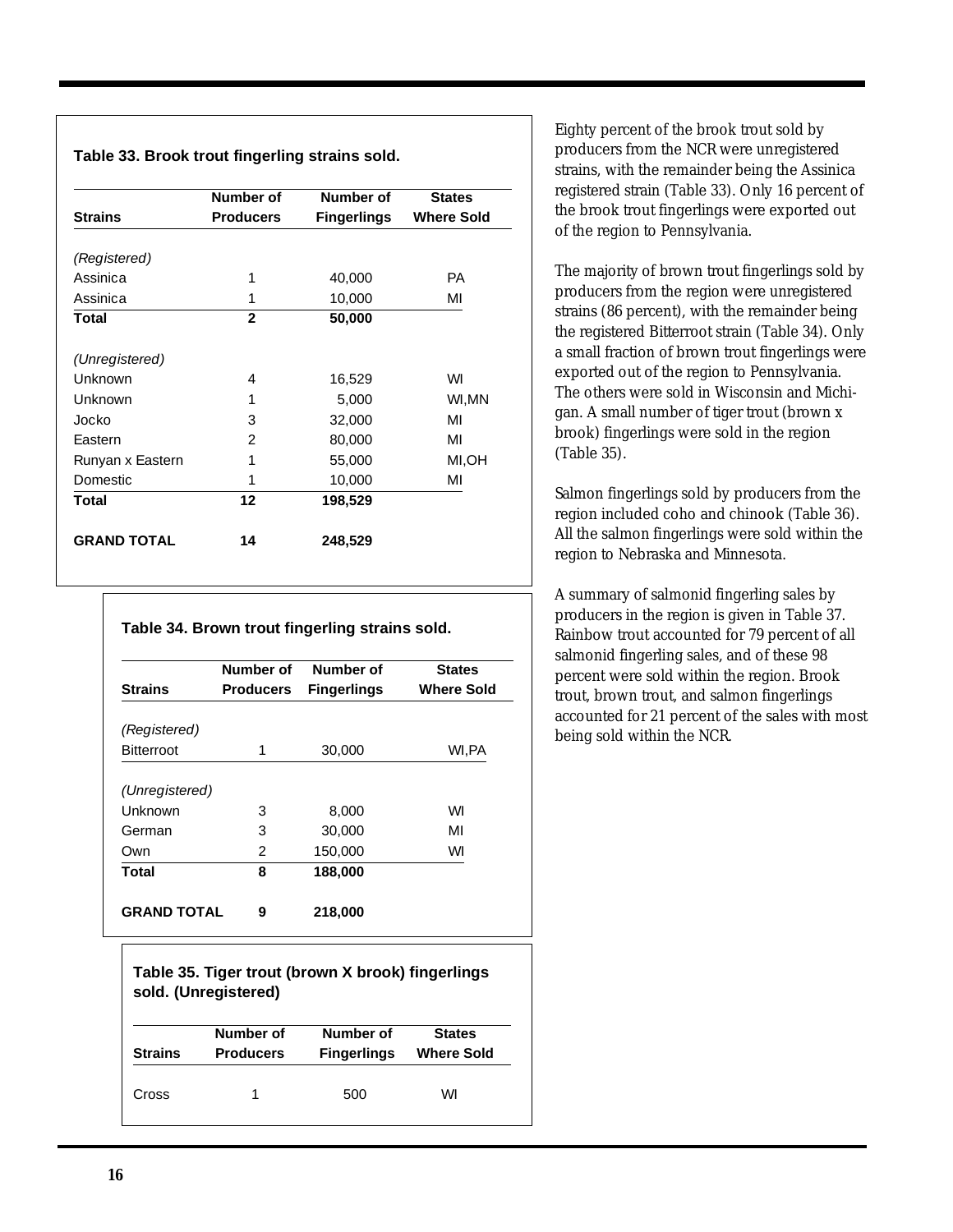**Table 33. Brook trout fingerling strains sold.**

| Strains | Number of Producers | Number of Fingerlings | States Where Sold |
|---|---|---|---|
| *(Registered)* | | | |
| Assinica | 1 | 40,000 | PA |
| Assinica | 1 | 10,000 | MI |
| **Total** | **2** | **50,000** | |
| *(Unregistered)* | | | |
| Unknown | 4 | 16,529 | WI |
| Unknown | 1 | 5,000 | WI,MN |
| Jocko | 3 | 32,000 | MI |
| Eastern | 2 | 80,000 | MI |
| Runyan x Eastern | 1 | 55,000 | MI,OH |
| Domestic | 1 | 10,000 | MI |
| **Total** | **12** | **198,529** | |
| **GRAND TOTAL** | **14** | **248,529** | |

**Table 34. Brown trout fingerling strains sold.**

| Strains | Number of Producers | Number of Fingerlings | States Where Sold |
|---|---|---|---|
| *(Registered)* | | | |
| Bitterroot | 1 | 30,000 | WI,PA |
| *(Unregistered)* | | | |
| Unknown | 3 | 8,000 | WI |
| German | 3 | 30,000 | MI |
| Own | 2 | 150,000 | WI |
| **Total** | **8** | **188,000** | |
| **GRAND TOTAL** | **9** | **218,000** | |

**Table 35. Tiger trout (brown X brook) fingerlings sold. (Unregistered)**

| Strains | Number of Producers | Number of Fingerlings | States Where Sold |
|---|---|---|---|
| Cross | 1 | 500 | WI |

Eighty percent of the brook trout sold by producers from the NCR were unregistered strains, with the remainder being the Assinica registered strain (Table 33). Only 16 percent of the brook trout fingerlings were exported out of the region to Pennsylvania.

The majority of brown trout fingerlings sold by producers from the region were unregistered strains (86 percent), with the remainder being the registered Bitterroot strain (Table 34). Only a small fraction of brown trout fingerlings were exported out of the region to Pennsylvania. The others were sold in Wisconsin and Michigan. A small number of tiger trout (brown x brook) fingerlings were sold in the region (Table 35).

Salmon fingerlings sold by producers from the region included coho and chinook (Table 36). All the salmon fingerlings were sold within the region to Nebraska and Minnesota.

A summary of salmonid fingerling sales by producers in the region is given in Table 37. Rainbow trout accounted for 79 percent of all salmonid fingerling sales, and of these 98 percent were sold within the region. Brook trout, brown trout, and salmon fingerlings accounted for 21 percent of the sales with most being sold within the NCR.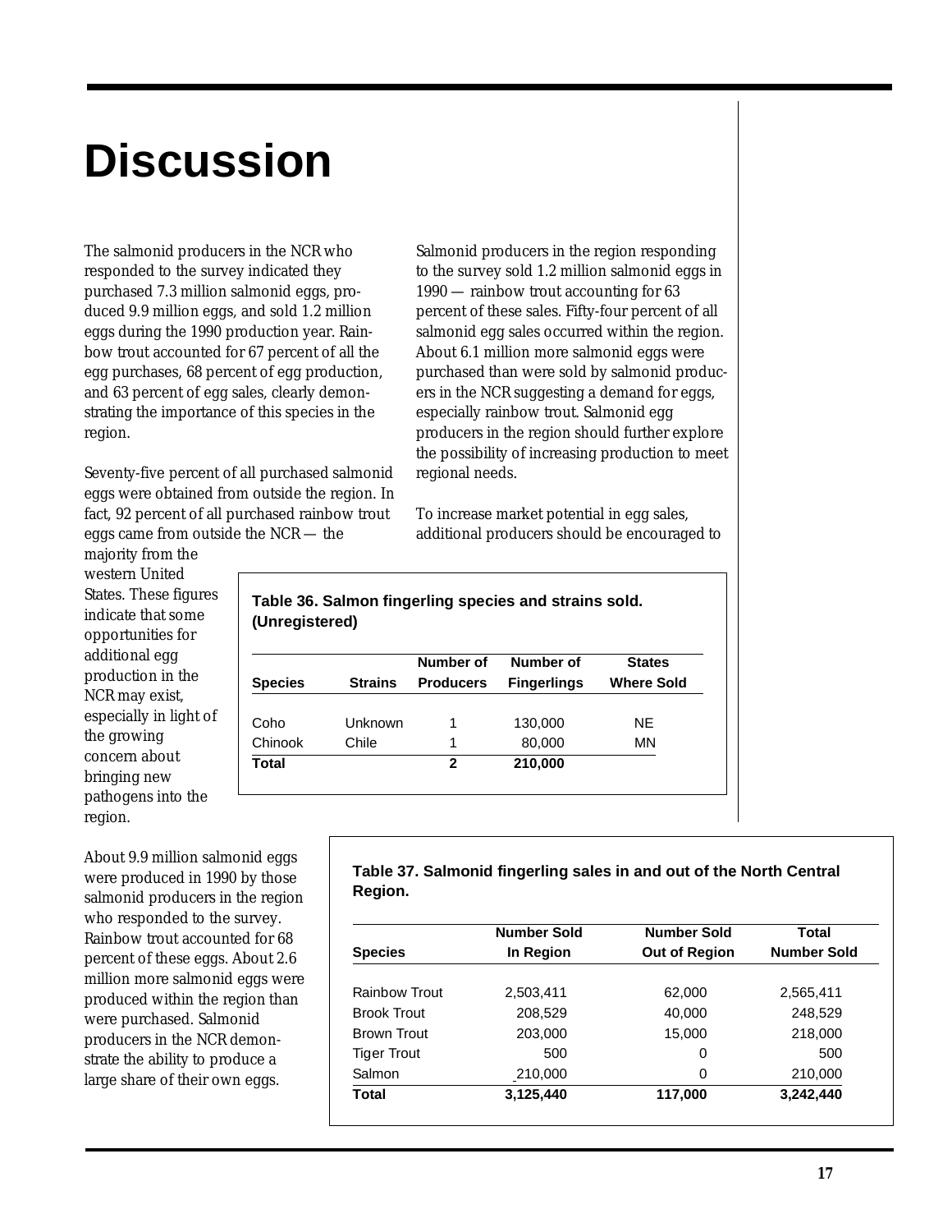# Discussion

The salmonid producers in the NCR who responded to the survey indicated they purchased 7.3 million salmonid eggs, produced 9.9 million eggs, and sold 1.2 million eggs during the 1990 production year. Rainbow trout accounted for 67 percent of all the egg purchases, 68 percent of egg production, and 63 percent of egg sales, clearly demonstrating the importance of this species in the region.

Seventy-five percent of all purchased salmonid eggs were obtained from outside the region. In fact, 92 percent of all purchased rainbow trout eggs came from outside the NCR — the majority from the western United States. These figures indicate that some opportunities for additional egg production in the NCR may exist, especially in light of the growing concern about bringing new pathogens into the region.

About 9.9 million salmonid eggs were produced in 1990 by those salmonid producers in the region who responded to the survey. Rainbow trout accounted for 68 percent of these eggs. About 2.6 million more salmonid eggs were produced within the region than were purchased. Salmonid producers in the NCR demonstrate the ability to produce a large share of their own eggs.

Salmonid producers in the region responding to the survey sold 1.2 million salmonid eggs in 1990 — rainbow trout accounting for 63 percent of these sales. Fifty-four percent of all salmonid egg sales occurred within the region. About 6.1 million more salmonid eggs were purchased than were sold by salmonid producers in the NCR suggesting a demand for eggs, especially rainbow trout. Salmonid egg producers in the region should further explore the possibility of increasing production to meet regional needs.

To increase market potential in egg sales, additional producers should be encouraged to

**Table 36. Salmon fingerling species and strains sold. (Unregistered)**

| Species | Strains | Number of Producers | Number of Fingerlings | States Where Sold |
|---|---|---|---|---|
| Coho | Unknown | 1 | 130,000 | NE |
| Chinook | Chile | 1 | 80,000 | MN |
| **Total** | | **2** | **210,000** | |

**Table 37. Salmonid fingerling sales in and out of the North Central Region.**

| Species | Number Sold In Region | Number Sold Out of Region | Total Number Sold |
|---|---|---|---|
| Rainbow Trout | 2,503,411 | 62,000 | 2,565,411 |
| Brook Trout | 208,529 | 40,000 | 248,529 |
| Brown Trout | 203,000 | 15,000 | 218,000 |
| Tiger Trout | 500 | 0 | 500 |
| Salmon | 210,000 | 0 | 210,000 |
| **Total** | **3,125,440** | **117,000** | **3,242,440** |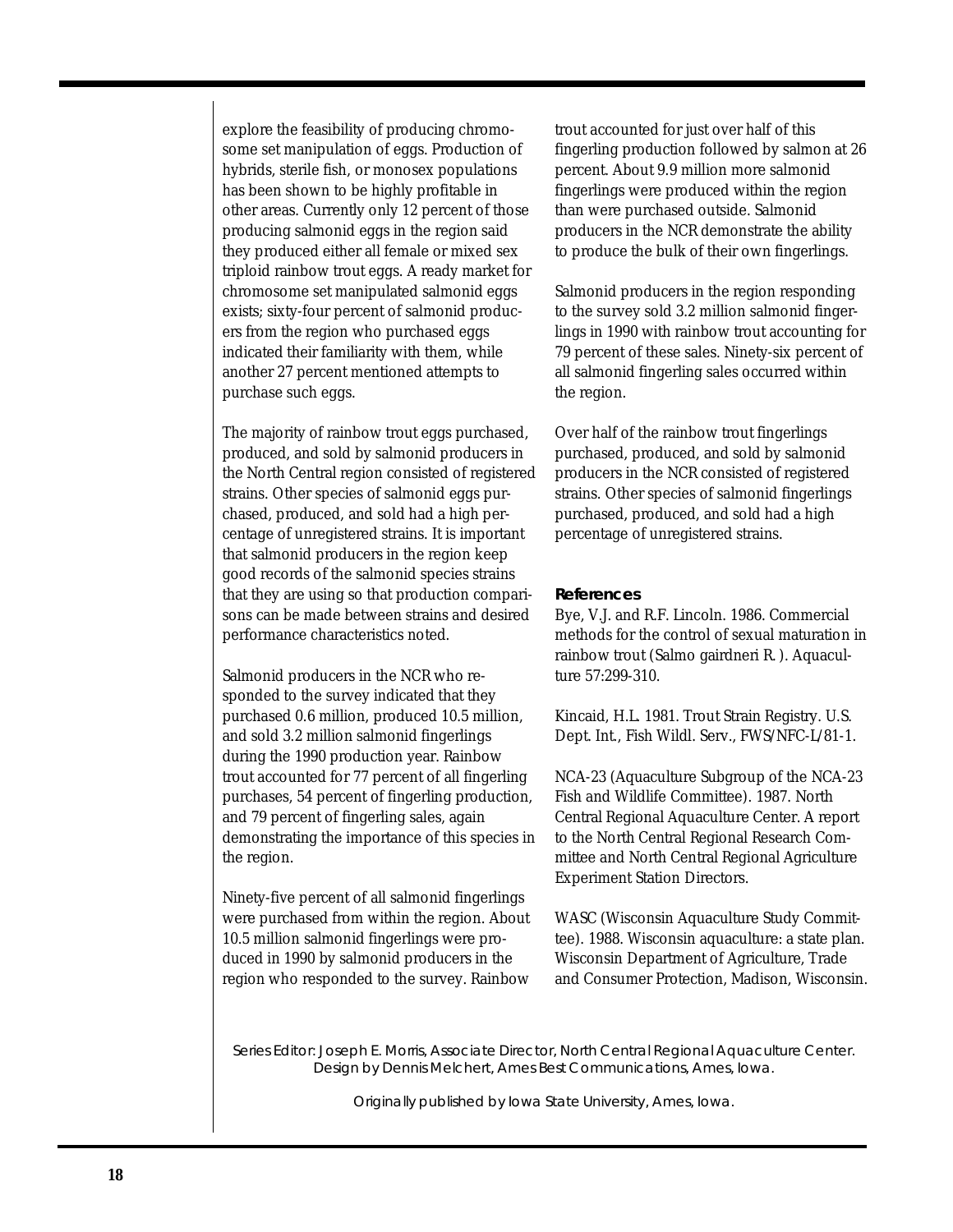explore the feasibility of producing chromosome set manipulation of eggs. Production of hybrids, sterile fish, or monosex populations has been shown to be highly profitable in other areas. Currently only 12 percent of those producing salmonid eggs in the region said they produced either all female or mixed sex triploid rainbow trout eggs. A ready market for chromosome set manipulated salmonid eggs exists; sixty-four percent of salmonid producers from the region who purchased eggs indicated their familiarity with them, while another 27 percent mentioned attempts to purchase such eggs.

The majority of rainbow trout eggs purchased, produced, and sold by salmonid producers in the North Central region consisted of registered strains. Other species of salmonid eggs purchased, produced, and sold had a high percentage of unregistered strains. It is important that salmonid producers in the region keep good records of the salmonid species strains that they are using so that production comparisons can be made between strains and desired performance characteristics noted.

Salmonid producers in the NCR who responded to the survey indicated that they purchased 0.6 million, produced 10.5 million, and sold 3.2 million salmonid fingerlings during the 1990 production year. Rainbow trout accounted for 77 percent of all fingerling purchases, 54 percent of fingerling production, and 79 percent of fingerling sales, again demonstrating the importance of this species in the region.

Ninety-five percent of all salmonid fingerlings were purchased from within the region. About 10.5 million salmonid fingerlings were produced in 1990 by salmonid producers in the region who responded to the survey. Rainbow trout accounted for just over half of this fingerling production followed by salmon at 26 percent. About 9.9 million more salmonid fingerlings were produced within the region than were purchased outside. Salmonid producers in the NCR demonstrate the ability to produce the bulk of their own fingerlings.

Salmonid producers in the region responding to the survey sold 3.2 million salmonid fingerlings in 1990 with rainbow trout accounting for 79 percent of these sales. Ninety-six percent of all salmonid fingerling sales occurred within the region.

Over half of the rainbow trout fingerlings purchased, produced, and sold by salmonid producers in the NCR consisted of registered strains. Other species of salmonid fingerlings purchased, produced, and sold had a high percentage of unregistered strains.

## References

Bye, V.J. and R.F. Lincoln. 1986. Commercial methods for the control of sexual maturation in rainbow trout (*Salmo gairdneri R.*). Aquaculture 57:299-310.

Kincaid, H.L. 1981. Trout Strain Registry. U.S. Dept. Int., Fish Wildl. Serv., FWS/NFC-L/81-1.

NCA-23 (Aquaculture Subgroup of the NCA-23 Fish and Wildlife Committee). 1987. North Central Regional Aquaculture Center. A report to the North Central Regional Research Committee and North Central Regional Agriculture Experiment Station Directors.

WASC (Wisconsin Aquaculture Study Committee). 1988. Wisconsin aquaculture: a state plan. Wisconsin Department of Agriculture, Trade and Consumer Protection, Madison, Wisconsin.

*Series Editor: Joseph E. Morris, Associate Director, North Central Regional Aquaculture Center. Design by Dennis Melchert, Ames Best Communications, Ames, Iowa.*

*Originally published by Iowa State University, Ames, Iowa.*